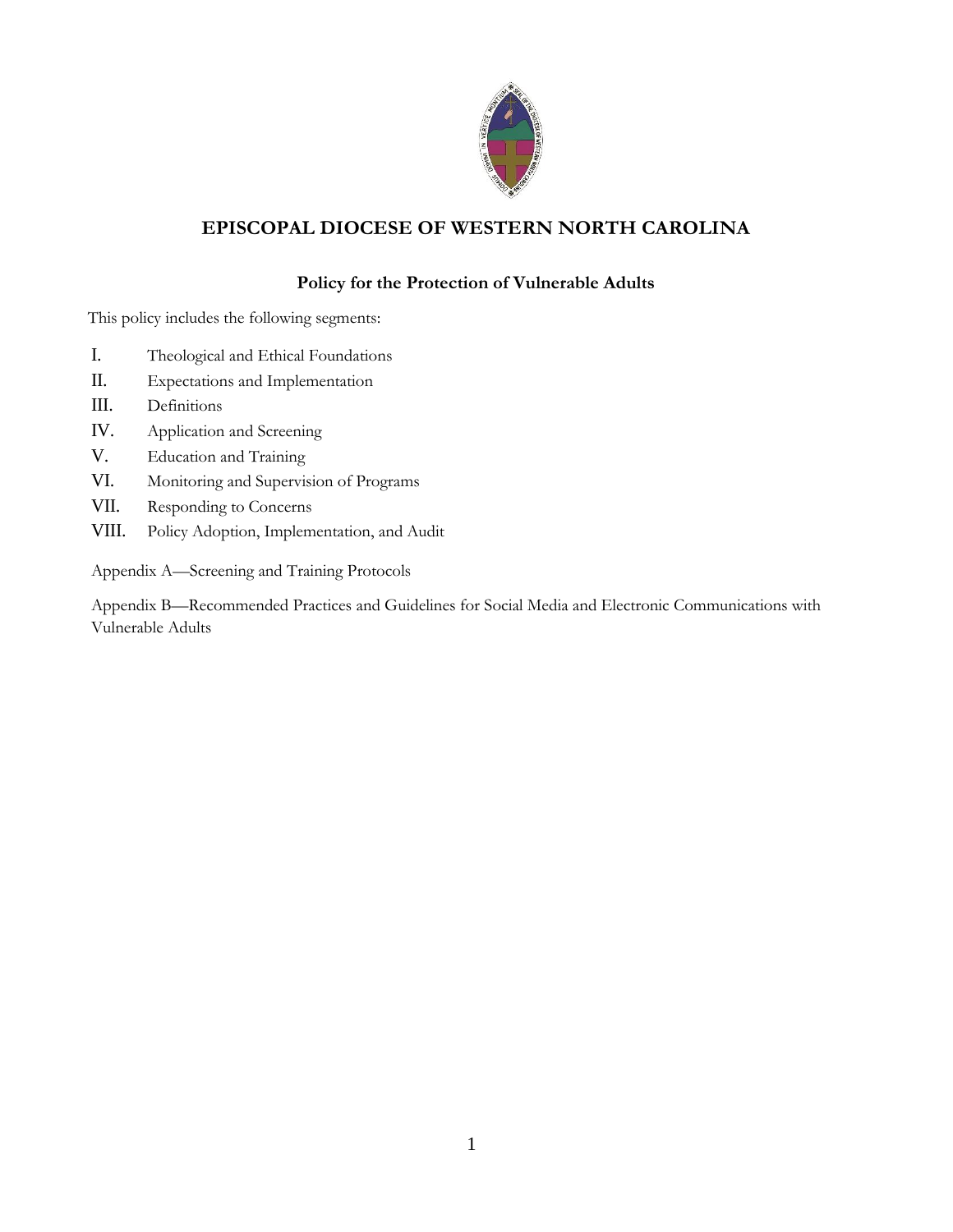# EPISCOPAL DIOCESE OF WESTERN NORTH CAROLINA

## Policy for the Protection of Vulnerable Adults

This policy includes the following segments:

I. Theological and Ethical Foundations
II. Expectations and Implementation
III. Definitions
IV. Application and Screening
V. Education and Training
VI. Monitoring and Supervision of Programs
VII. Responding to Concerns
VIII. Policy Adoption, Implementation, and Audit

Appendix A—Screening and Training Protocols

Appendix B—Recommended Practices and Guidelines for Social Media and Electronic Communications with Vulnerable Adults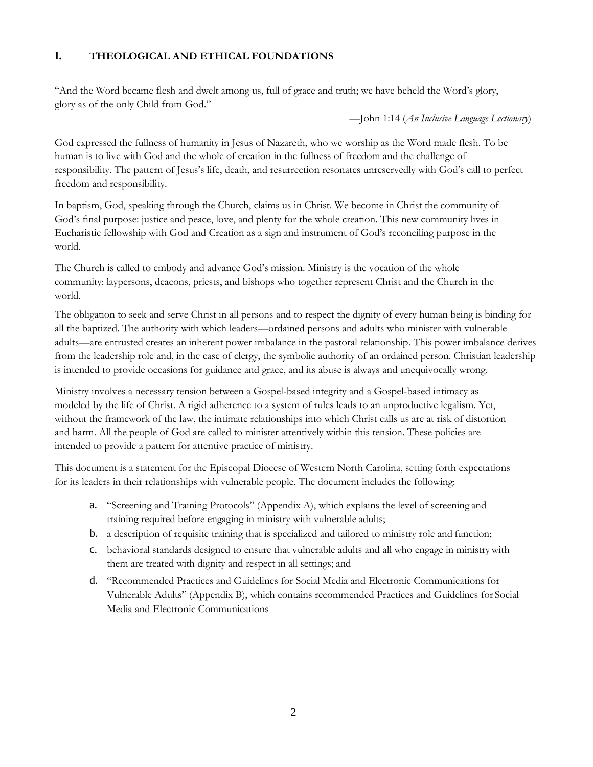## I. THEOLOGICAL AND ETHICAL FOUNDATIONS

"And the Word became flesh and dwelt among us, full of grace and truth; we have beheld the Word's glory, glory as of the only Child from God."

—John 1:14 (*An Inclusive Language Lectionary*)

God expressed the fullness of humanity in Jesus of Nazareth, who we worship as the Word made flesh. To be human is to live with God and the whole of creation in the fullness of freedom and the challenge of responsibility. The pattern of Jesus's life, death, and resurrection resonates unreservedly with God's call to perfect freedom and responsibility.

In baptism, God, speaking through the Church, claims us in Christ. We become in Christ the community of God's final purpose: justice and peace, love, and plenty for the whole creation. This new community lives in Eucharistic fellowship with God and Creation as a sign and instrument of God's reconciling purpose in the world.

The Church is called to embody and advance God's mission. Ministry is the vocation of the whole community: laypersons, deacons, priests, and bishops who together represent Christ and the Church in the world.

The obligation to seek and serve Christ in all persons and to respect the dignity of every human being is binding for all the baptized. The authority with which leaders—ordained persons and adults who minister with vulnerable adults—are entrusted creates an inherent power imbalance in the pastoral relationship. This power imbalance derives from the leadership role and, in the case of clergy, the symbolic authority of an ordained person. Christian leadership is intended to provide occasions for guidance and grace, and its abuse is always and unequivocally wrong.

Ministry involves a necessary tension between a Gospel-based integrity and a Gospel-based intimacy as modeled by the life of Christ. A rigid adherence to a system of rules leads to an unproductive legalism. Yet, without the framework of the law, the intimate relationships into which Christ calls us are at risk of distortion and harm. All the people of God are called to minister attentively within this tension. These policies are intended to provide a pattern for attentive practice of ministry.

This document is a statement for the Episcopal Diocese of Western North Carolina, setting forth expectations for its leaders in their relationships with vulnerable people. The document includes the following:

a. "Screening and Training Protocols" (Appendix A), which explains the level of screening and training required before engaging in ministry with vulnerable adults;
b. a description of requisite training that is specialized and tailored to ministry role and function;
c. behavioral standards designed to ensure that vulnerable adults and all who engage in ministry with them are treated with dignity and respect in all settings; and
d. "Recommended Practices and Guidelines for Social Media and Electronic Communications for Vulnerable Adults" (Appendix B), which contains recommended Practices and Guidelines for Social Media and Electronic Communications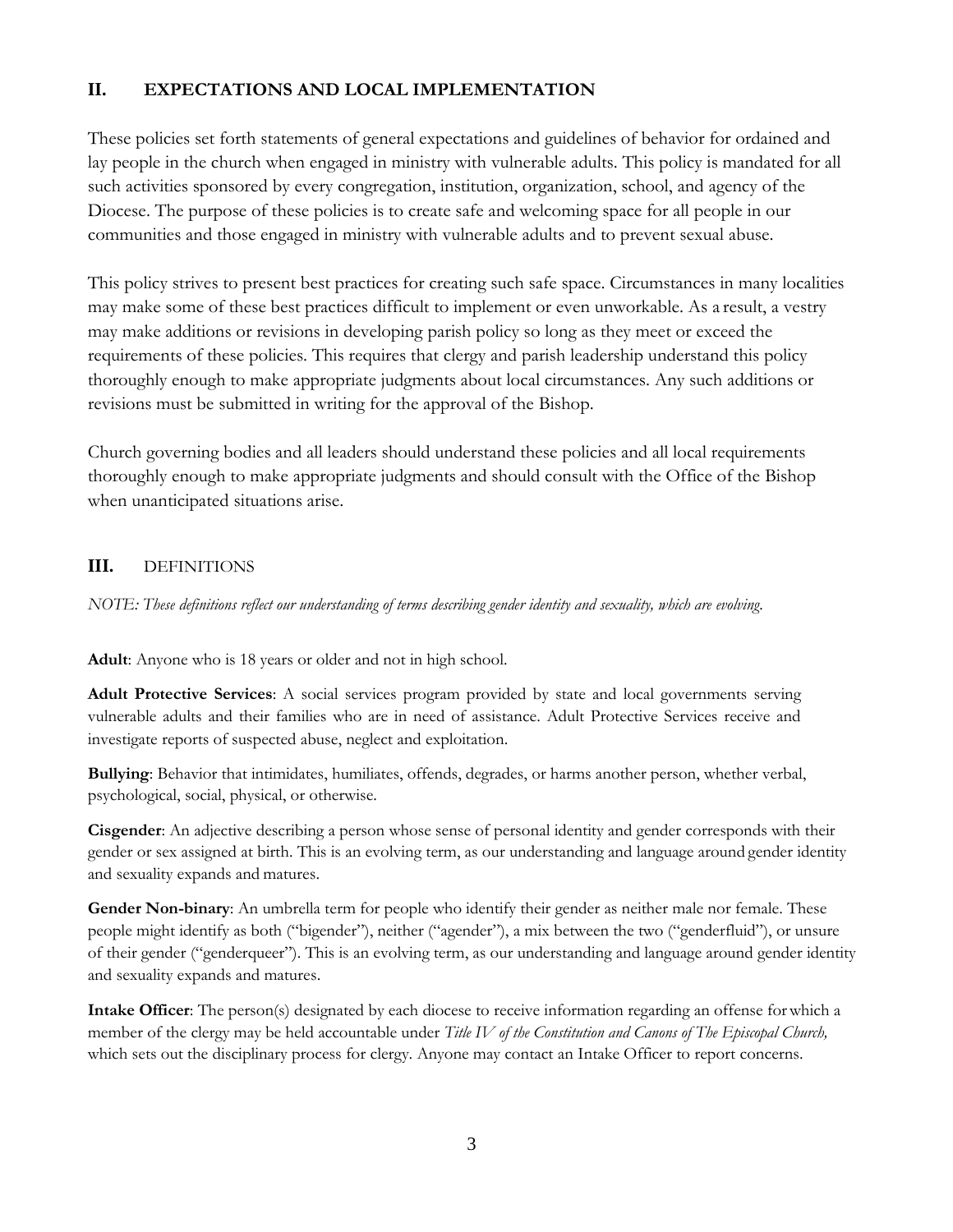## II. EXPECTATIONS AND LOCAL IMPLEMENTATION

These policies set forth statements of general expectations and guidelines of behavior for ordained and lay people in the church when engaged in ministry with vulnerable adults. This policy is mandated for all such activities sponsored by every congregation, institution, organization, school, and agency of the Diocese. The purpose of these policies is to create safe and welcoming space for all people in our communities and those engaged in ministry with vulnerable adults and to prevent sexual abuse.

This policy strives to present best practices for creating such safe space. Circumstances in many localities may make some of these best practices difficult to implement or even unworkable. As a result, a vestry may make additions or revisions in developing parish policy so long as they meet or exceed the requirements of these policies. This requires that clergy and parish leadership understand this policy thoroughly enough to make appropriate judgments about local circumstances. Any such additions or revisions must be submitted in writing for the approval of the Bishop.

Church governing bodies and all leaders should understand these policies and all local requirements thoroughly enough to make appropriate judgments and should consult with the Office of the Bishop when unanticipated situations arise.

## III. DEFINITIONS

*NOTE: These definitions reflect our understanding of terms describing gender identity and sexuality, which are evolving.*

**Adult**: Anyone who is 18 years or older and not in high school.

**Adult Protective Services**: A social services program provided by state and local governments serving vulnerable adults and their families who are in need of assistance. Adult Protective Services receive and investigate reports of suspected abuse, neglect and exploitation.

**Bullying**: Behavior that intimidates, humiliates, offends, degrades, or harms another person, whether verbal, psychological, social, physical, or otherwise.

**Cisgender**: An adjective describing a person whose sense of personal identity and gender corresponds with their gender or sex assigned at birth. This is an evolving term, as our understanding and language around gender identity and sexuality expands and matures.

**Gender Non-binary**: An umbrella term for people who identify their gender as neither male nor female. These people might identify as both ("bigender"), neither ("agender"), a mix between the two ("genderfluid"), or unsure of their gender ("genderqueer"). This is an evolving term, as our understanding and language around gender identity and sexuality expands and matures.

**Intake Officer**: The person(s) designated by each diocese to receive information regarding an offense for which a member of the clergy may be held accountable under *Title IV of the Constitution and Canons of The Episcopal Church,* which sets out the disciplinary process for clergy. Anyone may contact an Intake Officer to report concerns.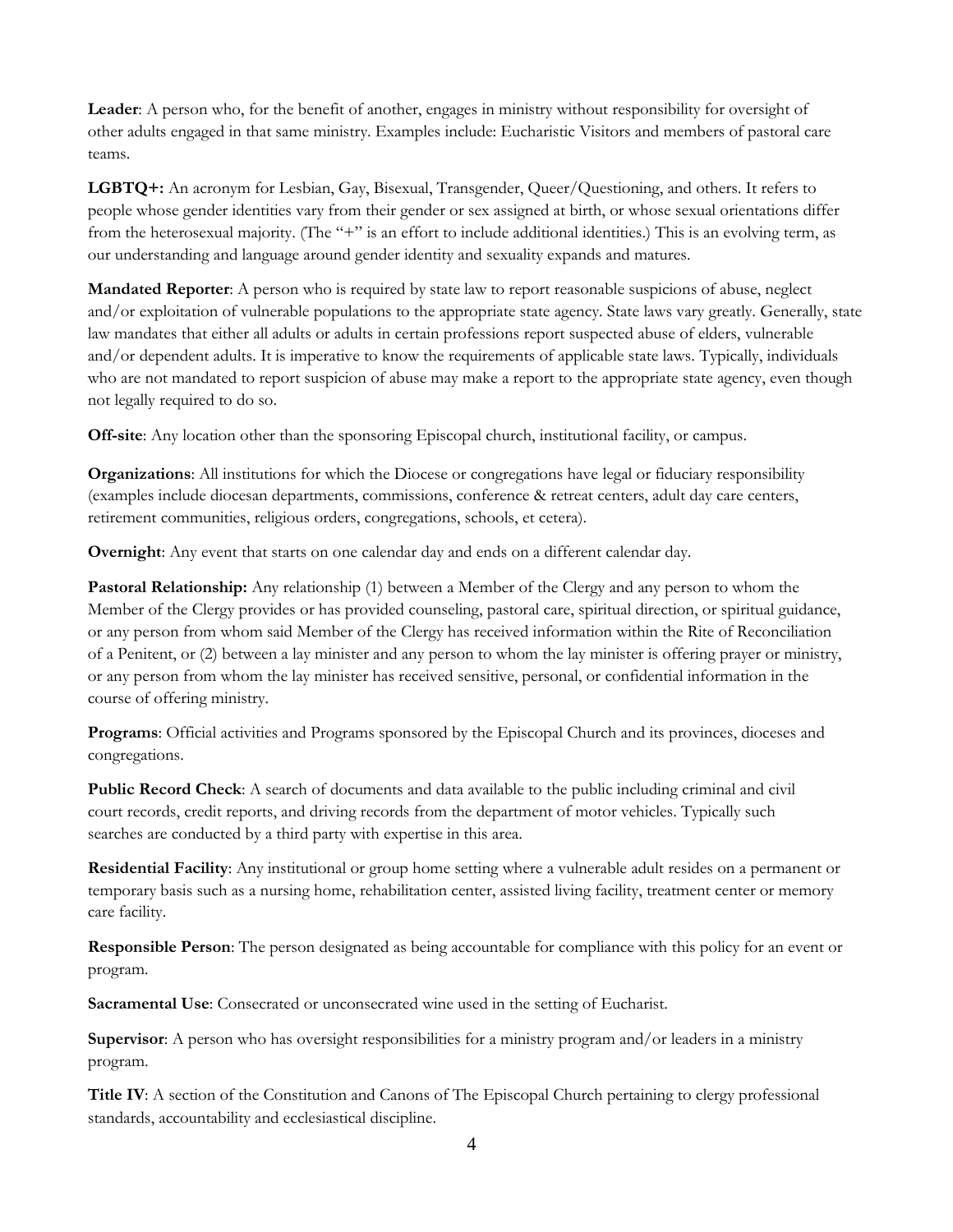**Leader**: A person who, for the benefit of another, engages in ministry without responsibility for oversight of other adults engaged in that same ministry. Examples include: Eucharistic Visitors and members of pastoral care teams.

**LGBTQ+:** An acronym for Lesbian, Gay, Bisexual, Transgender, Queer/Questioning, and others. It refers to people whose gender identities vary from their gender or sex assigned at birth, or whose sexual orientations differ from the heterosexual majority. (The "+" is an effort to include additional identities.) This is an evolving term, as our understanding and language around gender identity and sexuality expands and matures.

**Mandated Reporter**: A person who is required by state law to report reasonable suspicions of abuse, neglect and/or exploitation of vulnerable populations to the appropriate state agency. State laws vary greatly. Generally, state law mandates that either all adults or adults in certain professions report suspected abuse of elders, vulnerable and/or dependent adults. It is imperative to know the requirements of applicable state laws. Typically, individuals who are not mandated to report suspicion of abuse may make a report to the appropriate state agency, even though not legally required to do so.

**Off-site**: Any location other than the sponsoring Episcopal church, institutional facility, or campus.

**Organizations**: All institutions for which the Diocese or congregations have legal or fiduciary responsibility (examples include diocesan departments, commissions, conference & retreat centers, adult day care centers, retirement communities, religious orders, congregations, schools, et cetera).

**Overnight**: Any event that starts on one calendar day and ends on a different calendar day.

**Pastoral Relationship:** Any relationship (1) between a Member of the Clergy and any person to whom the Member of the Clergy provides or has provided counseling, pastoral care, spiritual direction, or spiritual guidance, or any person from whom said Member of the Clergy has received information within the Rite of Reconciliation of a Penitent, or (2) between a lay minister and any person to whom the lay minister is offering prayer or ministry, or any person from whom the lay minister has received sensitive, personal, or confidential information in the course of offering ministry.

**Programs**: Official activities and Programs sponsored by the Episcopal Church and its provinces, dioceses and congregations.

**Public Record Check**: A search of documents and data available to the public including criminal and civil court records, credit reports, and driving records from the department of motor vehicles. Typically such searches are conducted by a third party with expertise in this area.

**Residential Facility**: Any institutional or group home setting where a vulnerable adult resides on a permanent or temporary basis such as a nursing home, rehabilitation center, assisted living facility, treatment center or memory care facility.

**Responsible Person**: The person designated as being accountable for compliance with this policy for an event or program.

**Sacramental Use**: Consecrated or unconsecrated wine used in the setting of Eucharist.

**Supervisor**: A person who has oversight responsibilities for a ministry program and/or leaders in a ministry program.

**Title IV**: A section of the Constitution and Canons of The Episcopal Church pertaining to clergy professional standards, accountability and ecclesiastical discipline.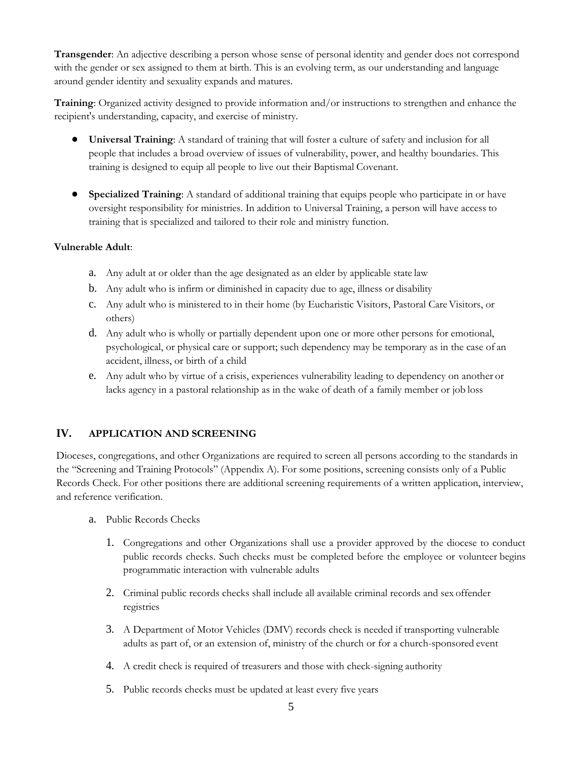**Transgender**: An adjective describing a person whose sense of personal identity and gender does not correspond with the gender or sex assigned to them at birth. This is an evolving term, as our understanding and language around gender identity and sexuality expands and matures.

**Training**: Organized activity designed to provide information and/or instructions to strengthen and enhance the recipient's understanding, capacity, and exercise of ministry.

- **Universal Training**: A standard of training that will foster a culture of safety and inclusion for all people that includes a broad overview of issues of vulnerability, power, and healthy boundaries. This training is designed to equip all people to live out their Baptismal Covenant.

- **Specialized Training**: A standard of additional training that equips people who participate in or have oversight responsibility for ministries. In addition to Universal Training, a person will have access to training that is specialized and tailored to their role and ministry function.

**Vulnerable Adult**:

a. Any adult at or older than the age designated as an elder by applicable state law
b. Any adult who is infirm or diminished in capacity due to age, illness or disability
c. Any adult who is ministered to in their home (by Eucharistic Visitors, Pastoral Care Visitors, or others)
d. Any adult who is wholly or partially dependent upon one or more other persons for emotional, psychological, or physical care or support; such dependency may be temporary as in the case of an accident, illness, or birth of a child
e. Any adult who by virtue of a crisis, experiences vulnerability leading to dependency on another or lacks agency in a pastoral relationship as in the wake of death of a family member or job loss

## IV. APPLICATION AND SCREENING

Dioceses, congregations, and other Organizations are required to screen all persons according to the standards in the "Screening and Training Protocols" (Appendix A). For some positions, screening consists only of a Public Records Check. For other positions there are additional screening requirements of a written application, interview, and reference verification.

a. Public Records Checks

1. Congregations and other Organizations shall use a provider approved by the diocese to conduct public records checks. Such checks must be completed before the employee or volunteer begins programmatic interaction with vulnerable adults

2. Criminal public records checks shall include all available criminal records and sex offender registries

3. A Department of Motor Vehicles (DMV) records check is needed if transporting vulnerable adults as part of, or an extension of, ministry of the church or for a church-sponsored event

4. A credit check is required of treasurers and those with check-signing authority

5. Public records checks must be updated at least every five years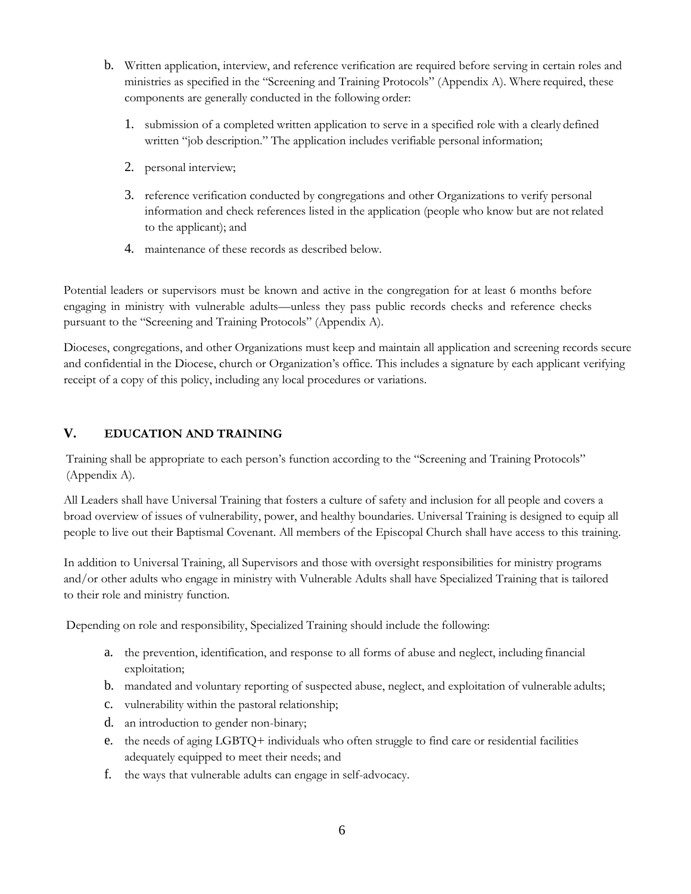b. Written application, interview, and reference verification are required before serving in certain roles and ministries as specified in the "Screening and Training Protocols" (Appendix A). Where required, these components are generally conducted in the following order:

1. submission of a completed written application to serve in a specified role with a clearly defined written "job description." The application includes verifiable personal information;
2. personal interview;
3. reference verification conducted by congregations and other Organizations to verify personal information and check references listed in the application (people who know but are not related to the applicant); and
4. maintenance of these records as described below.

Potential leaders or supervisors must be known and active in the congregation for at least 6 months before engaging in ministry with vulnerable adults—unless they pass public records checks and reference checks pursuant to the "Screening and Training Protocols" (Appendix A).

Dioceses, congregations, and other Organizations must keep and maintain all application and screening records secure and confidential in the Diocese, church or Organization's office. This includes a signature by each applicant verifying receipt of a copy of this policy, including any local procedures or variations.

## V. EDUCATION AND TRAINING

Training shall be appropriate to each person's function according to the "Screening and Training Protocols" (Appendix A).

All Leaders shall have Universal Training that fosters a culture of safety and inclusion for all people and covers a broad overview of issues of vulnerability, power, and healthy boundaries. Universal Training is designed to equip all people to live out their Baptismal Covenant. All members of the Episcopal Church shall have access to this training.

In addition to Universal Training, all Supervisors and those with oversight responsibilities for ministry programs and/or other adults who engage in ministry with Vulnerable Adults shall have Specialized Training that is tailored to their role and ministry function.

Depending on role and responsibility, Specialized Training should include the following:

a. the prevention, identification, and response to all forms of abuse and neglect, including financial exploitation;

b. mandated and voluntary reporting of suspected abuse, neglect, and exploitation of vulnerable adults;

c. vulnerability within the pastoral relationship;

d. an introduction to gender non-binary;

e. the needs of aging LGBTQ+ individuals who often struggle to find care or residential facilities adequately equipped to meet their needs; and

f. the ways that vulnerable adults can engage in self-advocacy.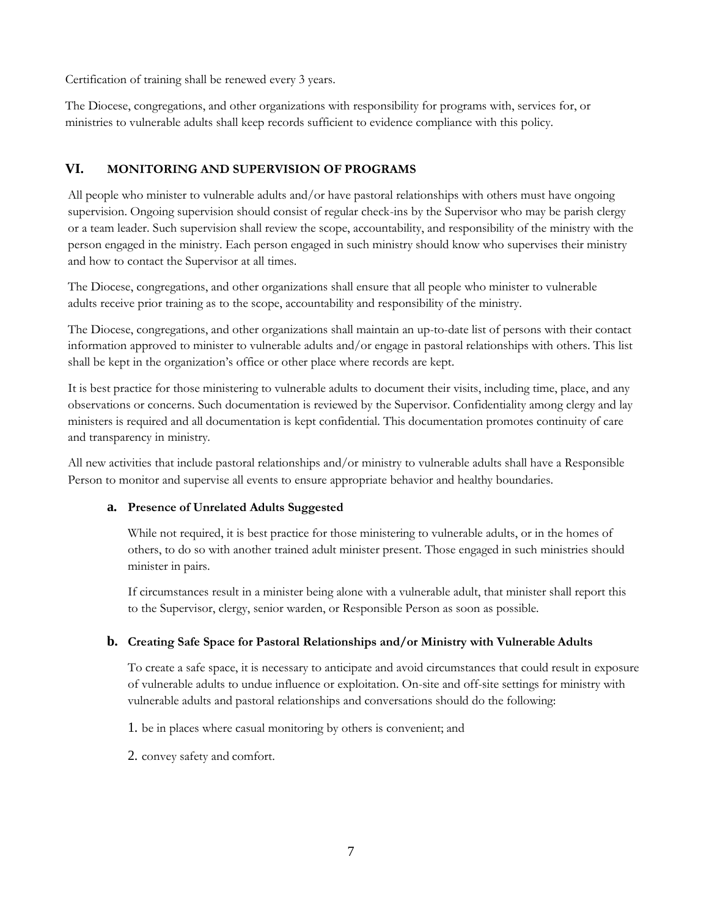Certification of training shall be renewed every 3 years.

The Diocese, congregations, and other organizations with responsibility for programs with, services for, or ministries to vulnerable adults shall keep records sufficient to evidence compliance with this policy.

## VI. MONITORING AND SUPERVISION OF PROGRAMS

All people who minister to vulnerable adults and/or have pastoral relationships with others must have ongoing supervision. Ongoing supervision should consist of regular check-ins by the Supervisor who may be parish clergy or a team leader. Such supervision shall review the scope, accountability, and responsibility of the ministry with the person engaged in the ministry. Each person engaged in such ministry should know who supervises their ministry and how to contact the Supervisor at all times.

The Diocese, congregations, and other organizations shall ensure that all people who minister to vulnerable adults receive prior training as to the scope, accountability and responsibility of the ministry.

The Diocese, congregations, and other organizations shall maintain an up-to-date list of persons with their contact information approved to minister to vulnerable adults and/or engage in pastoral relationships with others. This list shall be kept in the organization's office or other place where records are kept.

It is best practice for those ministering to vulnerable adults to document their visits, including time, place, and any observations or concerns. Such documentation is reviewed by the Supervisor. Confidentiality among clergy and lay ministers is required and all documentation is kept confidential. This documentation promotes continuity of care and transparency in ministry.

All new activities that include pastoral relationships and/or ministry to vulnerable adults shall have a Responsible Person to monitor and supervise all events to ensure appropriate behavior and healthy boundaries.

### a. Presence of Unrelated Adults Suggested

While not required, it is best practice for those ministering to vulnerable adults, or in the homes of others, to do so with another trained adult minister present. Those engaged in such ministries should minister in pairs.

If circumstances result in a minister being alone with a vulnerable adult, that minister shall report this to the Supervisor, clergy, senior warden, or Responsible Person as soon as possible.

### b. Creating Safe Space for Pastoral Relationships and/or Ministry with Vulnerable Adults

To create a safe space, it is necessary to anticipate and avoid circumstances that could result in exposure of vulnerable adults to undue influence or exploitation. On-site and off-site settings for ministry with vulnerable adults and pastoral relationships and conversations should do the following:

1. be in places where casual monitoring by others is convenient; and

2. convey safety and comfort.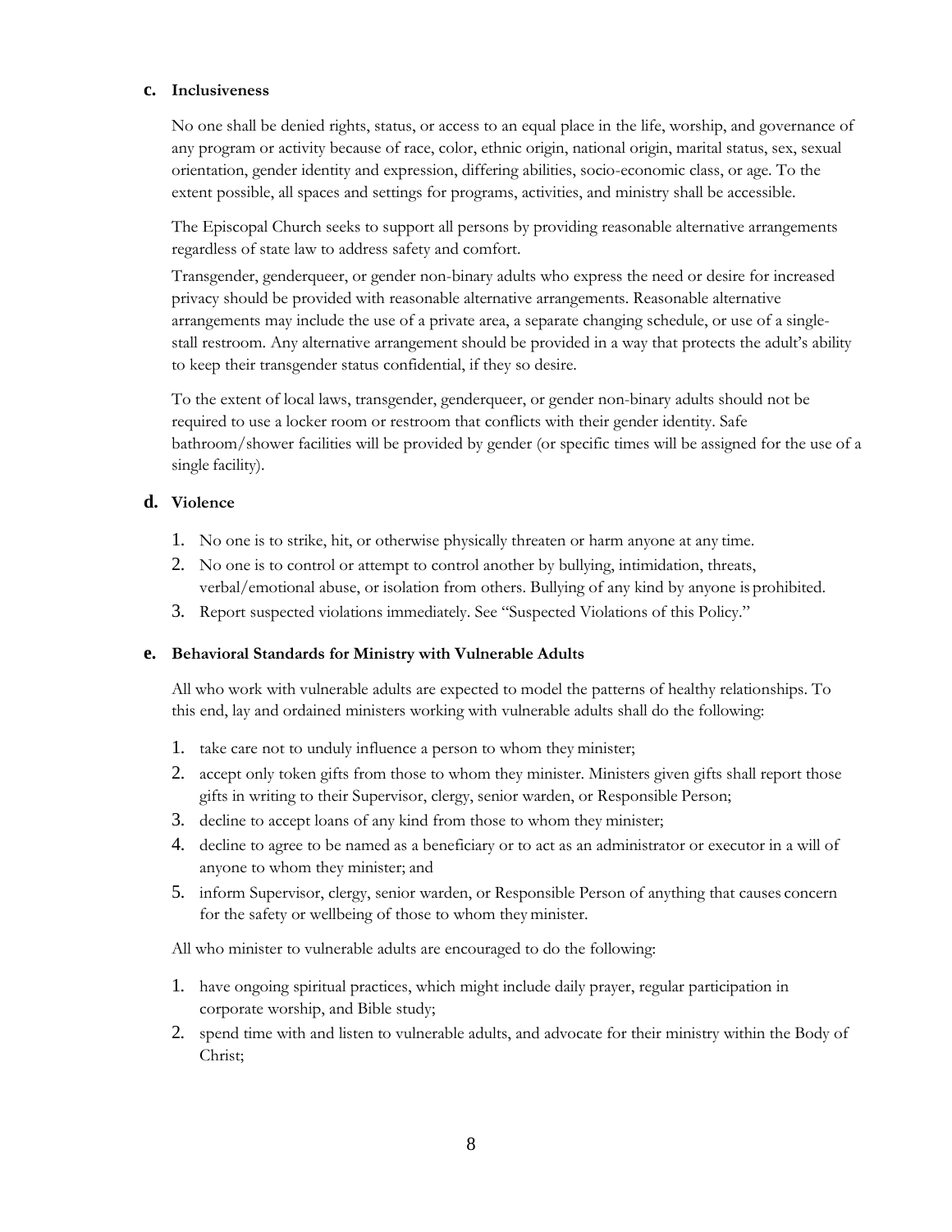### c. Inclusiveness

No one shall be denied rights, status, or access to an equal place in the life, worship, and governance of any program or activity because of race, color, ethnic origin, national origin, marital status, sex, sexual orientation, gender identity and expression, differing abilities, socio-economic class, or age. To the extent possible, all spaces and settings for programs, activities, and ministry shall be accessible.

The Episcopal Church seeks to support all persons by providing reasonable alternative arrangements regardless of state law to address safety and comfort.

Transgender, genderqueer, or gender non-binary adults who express the need or desire for increased privacy should be provided with reasonable alternative arrangements. Reasonable alternative arrangements may include the use of a private area, a separate changing schedule, or use of a single-stall restroom. Any alternative arrangement should be provided in a way that protects the adult's ability to keep their transgender status confidential, if they so desire.

To the extent of local laws, transgender, genderqueer, or gender non-binary adults should not be required to use a locker room or restroom that conflicts with their gender identity. Safe bathroom/shower facilities will be provided by gender (or specific times will be assigned for the use of a single facility).

### d. Violence

1. No one is to strike, hit, or otherwise physically threaten or harm anyone at any time.
2. No one is to control or attempt to control another by bullying, intimidation, threats, verbal/emotional abuse, or isolation from others. Bullying of any kind by anyone is prohibited.
3. Report suspected violations immediately. See "Suspected Violations of this Policy."

### e. Behavioral Standards for Ministry with Vulnerable Adults

All who work with vulnerable adults are expected to model the patterns of healthy relationships. To this end, lay and ordained ministers working with vulnerable adults shall do the following:

1. take care not to unduly influence a person to whom they minister;
2. accept only token gifts from those to whom they minister. Ministers given gifts shall report those gifts in writing to their Supervisor, clergy, senior warden, or Responsible Person;
3. decline to accept loans of any kind from those to whom they minister;
4. decline to agree to be named as a beneficiary or to act as an administrator or executor in a will of anyone to whom they minister; and
5. inform Supervisor, clergy, senior warden, or Responsible Person of anything that causes concern for the safety or wellbeing of those to whom they minister.

All who minister to vulnerable adults are encouraged to do the following:

1. have ongoing spiritual practices, which might include daily prayer, regular participation in corporate worship, and Bible study;
2. spend time with and listen to vulnerable adults, and advocate for their ministry within the Body of Christ;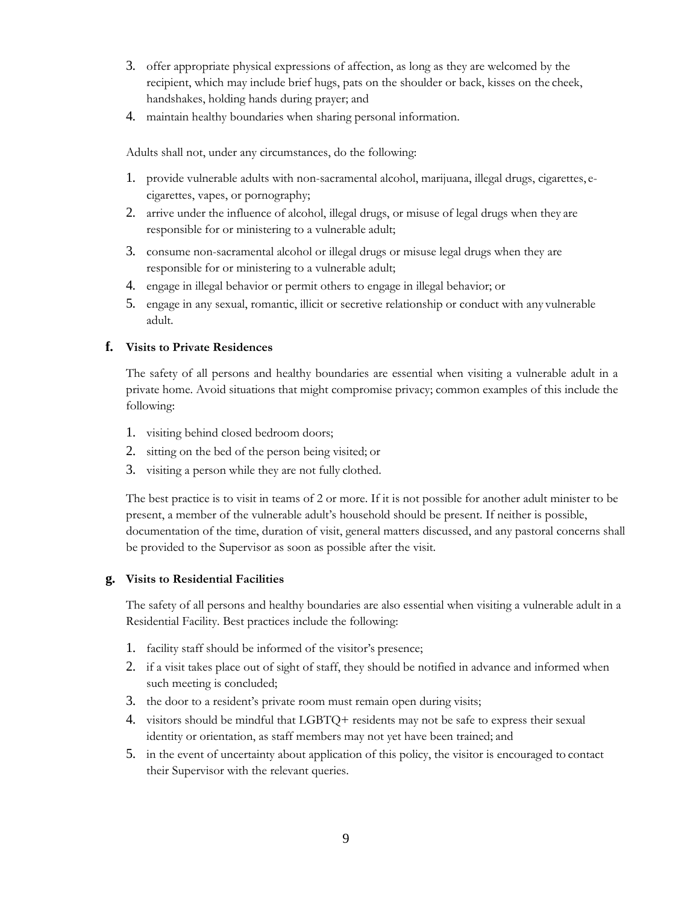3. offer appropriate physical expressions of affection, as long as they are welcomed by the recipient, which may include brief hugs, pats on the shoulder or back, kisses on the cheek, handshakes, holding hands during prayer; and
4. maintain healthy boundaries when sharing personal information.

Adults shall not, under any circumstances, do the following:

1. provide vulnerable adults with non-sacramental alcohol, marijuana, illegal drugs, cigarettes, e-cigarettes, vapes, or pornography;
2. arrive under the influence of alcohol, illegal drugs, or misuse of legal drugs when they are responsible for or ministering to a vulnerable adult;
3. consume non-sacramental alcohol or illegal drugs or misuse legal drugs when they are responsible for or ministering to a vulnerable adult;
4. engage in illegal behavior or permit others to engage in illegal behavior; or
5. engage in any sexual, romantic, illicit or secretive relationship or conduct with any vulnerable adult.

### f. Visits to Private Residences

The safety of all persons and healthy boundaries are essential when visiting a vulnerable adult in a private home. Avoid situations that might compromise privacy; common examples of this include the following:

1. visiting behind closed bedroom doors;
2. sitting on the bed of the person being visited; or
3. visiting a person while they are not fully clothed.

The best practice is to visit in teams of 2 or more. If it is not possible for another adult minister to be present, a member of the vulnerable adult's household should be present. If neither is possible, documentation of the time, duration of visit, general matters discussed, and any pastoral concerns shall be provided to the Supervisor as soon as possible after the visit.

### g. Visits to Residential Facilities

The safety of all persons and healthy boundaries are also essential when visiting a vulnerable adult in a Residential Facility. Best practices include the following:

1. facility staff should be informed of the visitor's presence;
2. if a visit takes place out of sight of staff, they should be notified in advance and informed when such meeting is concluded;
3. the door to a resident's private room must remain open during visits;
4. visitors should be mindful that LGBTQ+ residents may not be safe to express their sexual identity or orientation, as staff members may not yet have been trained; and
5. in the event of uncertainty about application of this policy, the visitor is encouraged to contact their Supervisor with the relevant queries.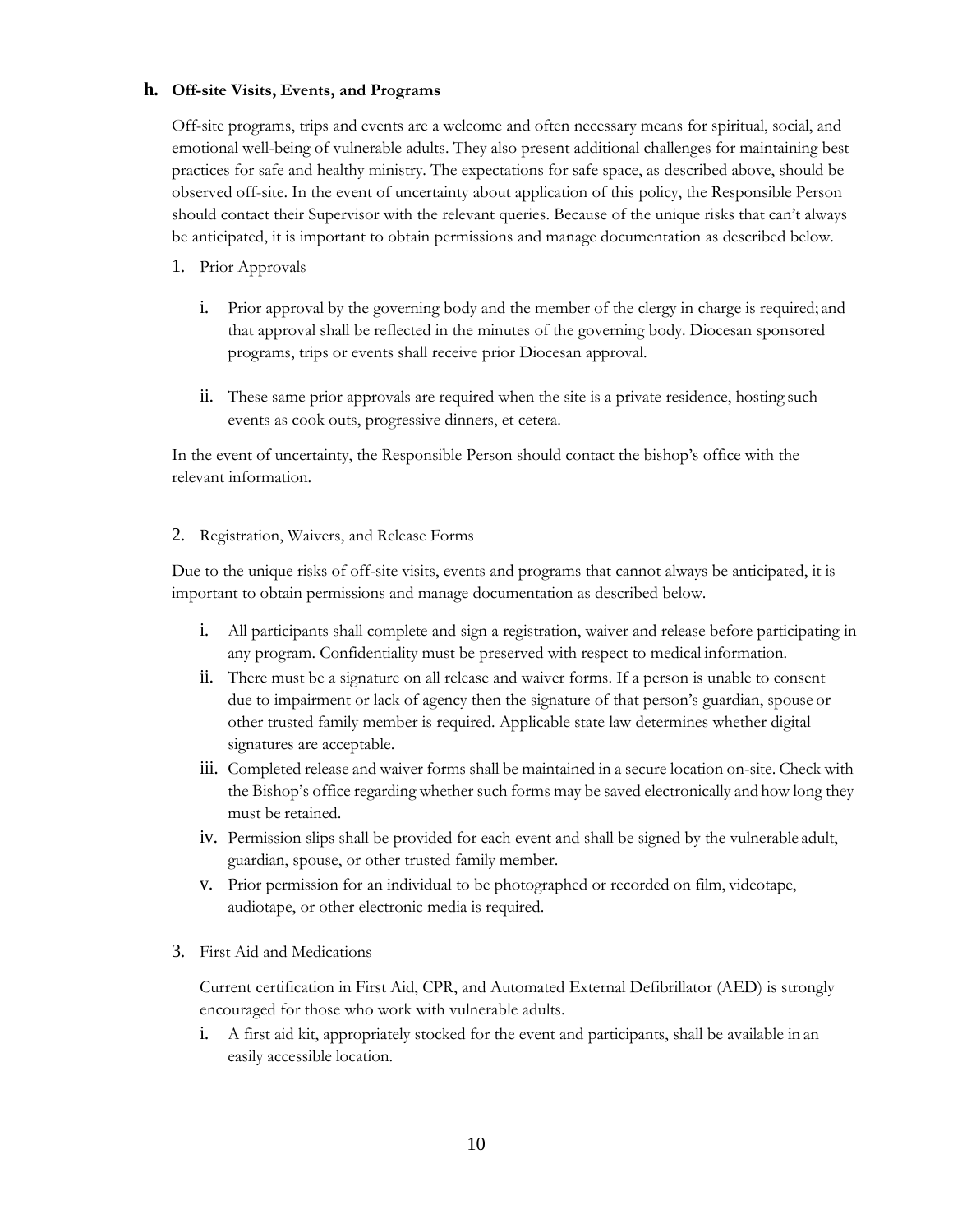### h. Off-site Visits, Events, and Programs

Off-site programs, trips and events are a welcome and often necessary means for spiritual, social, and emotional well-being of vulnerable adults. They also present additional challenges for maintaining best practices for safe and healthy ministry. The expectations for safe space, as described above, should be observed off-site. In the event of uncertainty about application of this policy, the Responsible Person should contact their Supervisor with the relevant queries. Because of the unique risks that can't always be anticipated, it is important to obtain permissions and manage documentation as described below.

1. Prior Approvals

    i. Prior approval by the governing body and the member of the clergy in charge is required; and that approval shall be reflected in the minutes of the governing body. Diocesan sponsored programs, trips or events shall receive prior Diocesan approval.

    ii. These same prior approvals are required when the site is a private residence, hosting such events as cook outs, progressive dinners, et cetera.

In the event of uncertainty, the Responsible Person should contact the bishop's office with the relevant information.

2. Registration, Waivers, and Release Forms

Due to the unique risks of off-site visits, events and programs that cannot always be anticipated, it is important to obtain permissions and manage documentation as described below.

   i. All participants shall complete and sign a registration, waiver and release before participating in any program. Confidentiality must be preserved with respect to medical information.
   ii. There must be a signature on all release and waiver forms. If a person is unable to consent due to impairment or lack of agency then the signature of that person's guardian, spouse or other trusted family member is required. Applicable state law determines whether digital signatures are acceptable.
   iii. Completed release and waiver forms shall be maintained in a secure location on-site. Check with the Bishop's office regarding whether such forms may be saved electronically and how long they must be retained.
   iv. Permission slips shall be provided for each event and shall be signed by the vulnerable adult, guardian, spouse, or other trusted family member.
   v. Prior permission for an individual to be photographed or recorded on film, videotape, audiotape, or other electronic media is required.

3. First Aid and Medications

   Current certification in First Aid, CPR, and Automated External Defibrillator (AED) is strongly encouraged for those who work with vulnerable adults.

   i. A first aid kit, appropriately stocked for the event and participants, shall be available in an easily accessible location.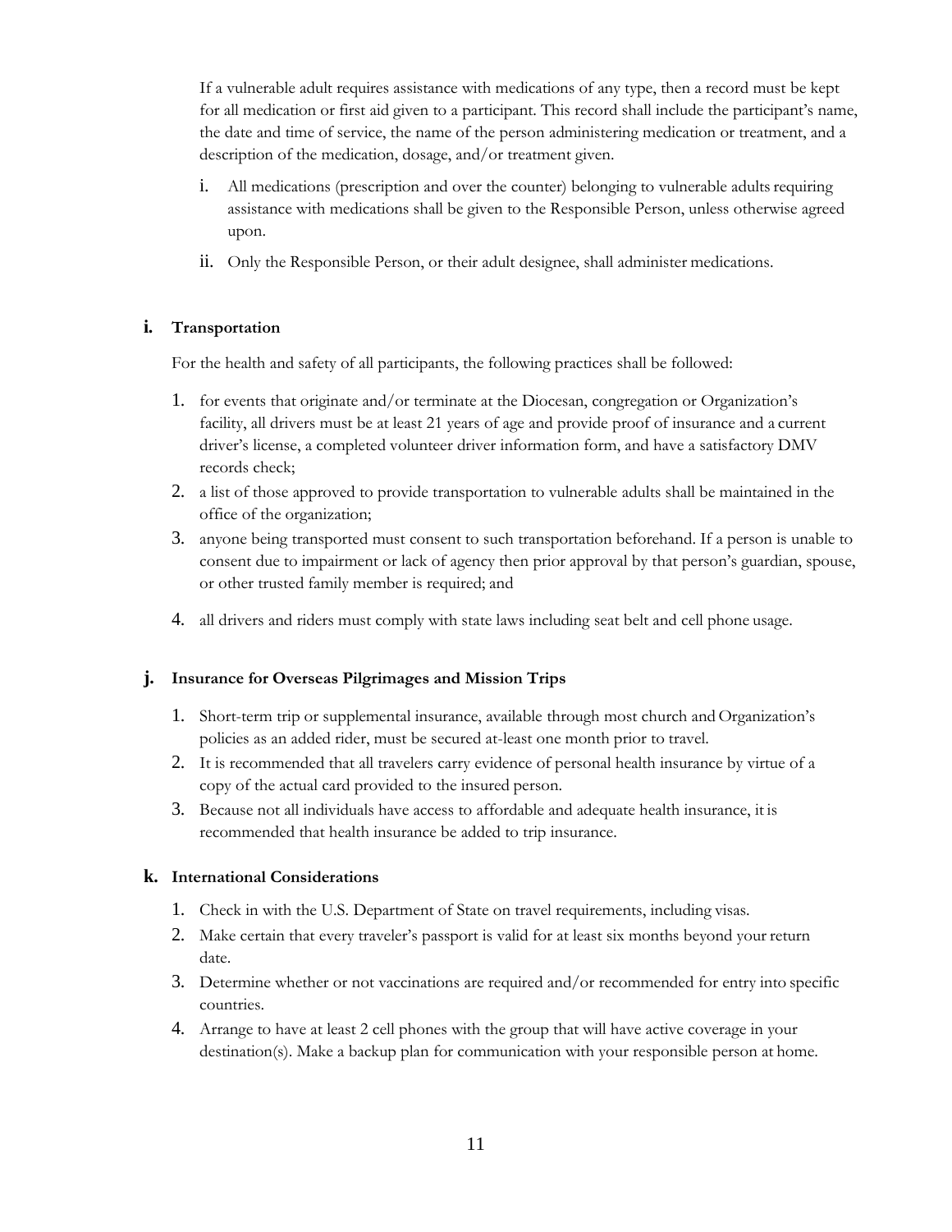If a vulnerable adult requires assistance with medications of any type, then a record must be kept for all medication or first aid given to a participant. This record shall include the participant's name, the date and time of service, the name of the person administering medication or treatment, and a description of the medication, dosage, and/or treatment given.

i. All medications (prescription and over the counter) belonging to vulnerable adults requiring assistance with medications shall be given to the Responsible Person, unless otherwise agreed upon.

ii. Only the Responsible Person, or their adult designee, shall administer medications.

### i. Transportation

For the health and safety of all participants, the following practices shall be followed:

1. for events that originate and/or terminate at the Diocesan, congregation or Organization's facility, all drivers must be at least 21 years of age and provide proof of insurance and a current driver's license, a completed volunteer driver information form, and have a satisfactory DMV records check;
2. a list of those approved to provide transportation to vulnerable adults shall be maintained in the office of the organization;
3. anyone being transported must consent to such transportation beforehand. If a person is unable to consent due to impairment or lack of agency then prior approval by that person's guardian, spouse, or other trusted family member is required; and
4. all drivers and riders must comply with state laws including seat belt and cell phone usage.

### j. Insurance for Overseas Pilgrimages and Mission Trips

1. Short-term trip or supplemental insurance, available through most church and Organization's policies as an added rider, must be secured at-least one month prior to travel.
2. It is recommended that all travelers carry evidence of personal health insurance by virtue of a copy of the actual card provided to the insured person.
3. Because not all individuals have access to affordable and adequate health insurance, it is recommended that health insurance be added to trip insurance.

### k. International Considerations

1. Check in with the U.S. Department of State on travel requirements, including visas.
2. Make certain that every traveler's passport is valid for at least six months beyond your return date.
3. Determine whether or not vaccinations are required and/or recommended for entry into specific countries.
4. Arrange to have at least 2 cell phones with the group that will have active coverage in your destination(s). Make a backup plan for communication with your responsible person at home.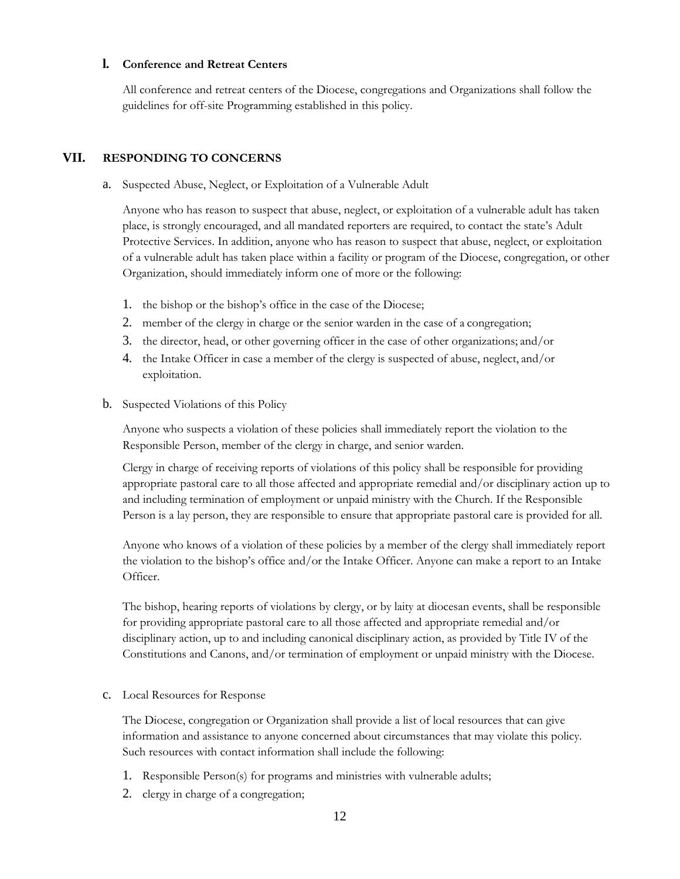### l. Conference and Retreat Centers

All conference and retreat centers of the Diocese, congregations and Organizations shall follow the guidelines for off-site Programming established in this policy.

## VII. RESPONDING TO CONCERNS

a. Suspected Abuse, Neglect, or Exploitation of a Vulnerable Adult

Anyone who has reason to suspect that abuse, neglect, or exploitation of a vulnerable adult has taken place, is strongly encouraged, and all mandated reporters are required, to contact the state's Adult Protective Services. In addition, anyone who has reason to suspect that abuse, neglect, or exploitation of a vulnerable adult has taken place within a facility or program of the Diocese, congregation, or other Organization, should immediately inform one of more or the following:

1. the bishop or the bishop's office in the case of the Diocese;
2. member of the clergy in charge or the senior warden in the case of a congregation;
3. the director, head, or other governing officer in the case of other organizations; and/or
4. the Intake Officer in case a member of the clergy is suspected of abuse, neglect, and/or exploitation.

b. Suspected Violations of this Policy

Anyone who suspects a violation of these policies shall immediately report the violation to the Responsible Person, member of the clergy in charge, and senior warden.

Clergy in charge of receiving reports of violations of this policy shall be responsible for providing appropriate pastoral care to all those affected and appropriate remedial and/or disciplinary action up to and including termination of employment or unpaid ministry with the Church. If the Responsible Person is a lay person, they are responsible to ensure that appropriate pastoral care is provided for all.

Anyone who knows of a violation of these policies by a member of the clergy shall immediately report the violation to the bishop's office and/or the Intake Officer. Anyone can make a report to an Intake Officer.

The bishop, hearing reports of violations by clergy, or by laity at diocesan events, shall be responsible for providing appropriate pastoral care to all those affected and appropriate remedial and/or disciplinary action, up to and including canonical disciplinary action, as provided by Title IV of the Constitutions and Canons, and/or termination of employment or unpaid ministry with the Diocese.

c. Local Resources for Response

The Diocese, congregation or Organization shall provide a list of local resources that can give information and assistance to anyone concerned about circumstances that may violate this policy. Such resources with contact information shall include the following:

1. Responsible Person(s) for programs and ministries with vulnerable adults;
2. clergy in charge of a congregation;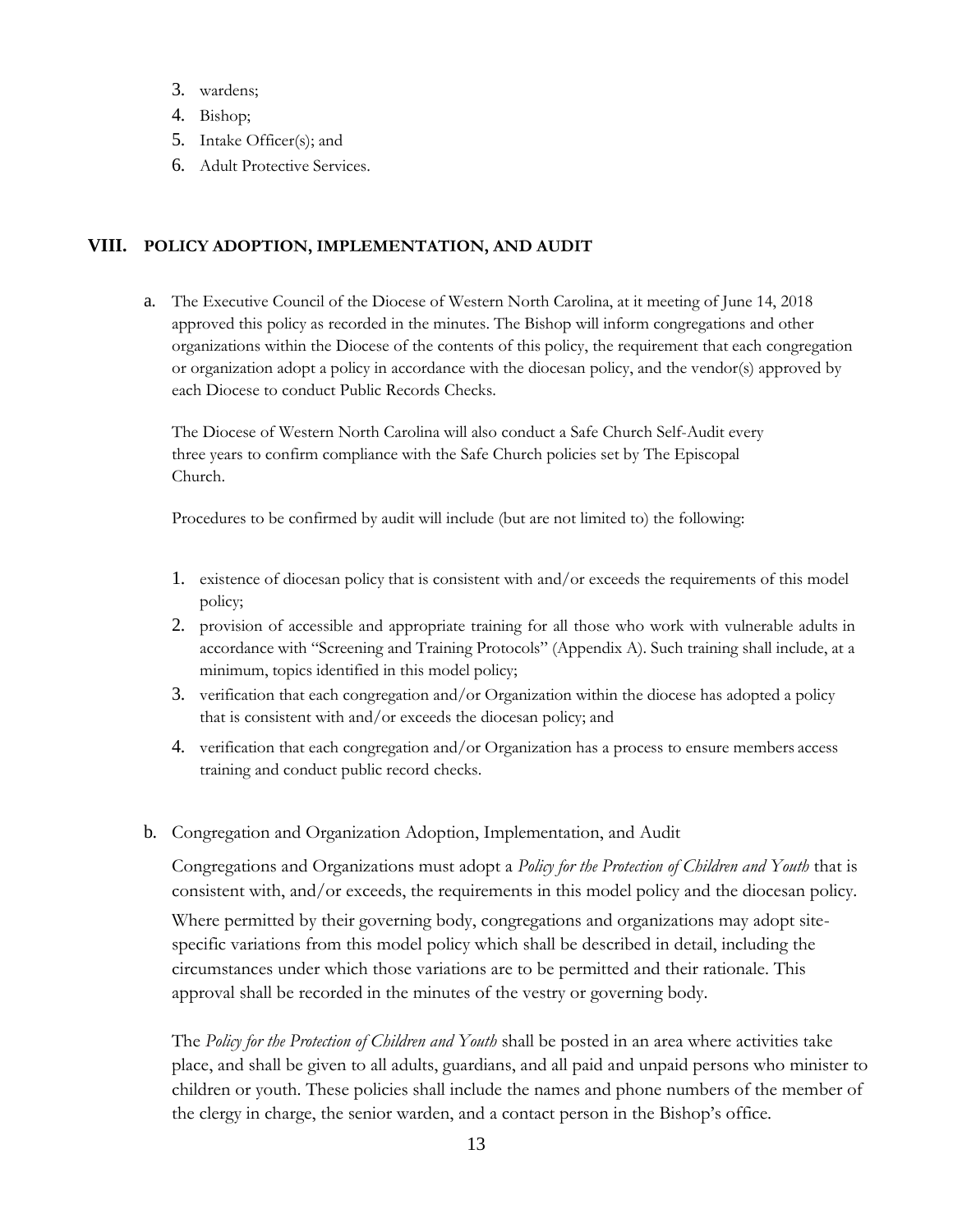3. wardens;
4. Bishop;
5. Intake Officer(s); and
6. Adult Protective Services.

## VIII. POLICY ADOPTION, IMPLEMENTATION, AND AUDIT

a. The Executive Council of the Diocese of Western North Carolina, at it meeting of June 14, 2018 approved this policy as recorded in the minutes. The Bishop will inform congregations and other organizations within the Diocese of the contents of this policy, the requirement that each congregation or organization adopt a policy in accordance with the diocesan policy, and the vendor(s) approved by each Diocese to conduct Public Records Checks.

   The Diocese of Western North Carolina will also conduct a Safe Church Self-Audit every three years to confirm compliance with the Safe Church policies set by The Episcopal Church.

   Procedures to be confirmed by audit will include (but are not limited to) the following:

   1. existence of diocesan policy that is consistent with and/or exceeds the requirements of this model policy;
   2. provision of accessible and appropriate training for all those who work with vulnerable adults in accordance with "Screening and Training Protocols" (Appendix A). Such training shall include, at a minimum, topics identified in this model policy;
   3. verification that each congregation and/or Organization within the diocese has adopted a policy that is consistent with and/or exceeds the diocesan policy; and
   4. verification that each congregation and/or Organization has a process to ensure members access training and conduct public record checks.

b. Congregation and Organization Adoption, Implementation, and Audit

   Congregations and Organizations must adopt a *Policy for the Protection of Children and Youth* that is consistent with, and/or exceeds, the requirements in this model policy and the diocesan policy.

   Where permitted by their governing body, congregations and organizations may adopt site-specific variations from this model policy which shall be described in detail, including the circumstances under which those variations are to be permitted and their rationale. This approval shall be recorded in the minutes of the vestry or governing body.

   The *Policy for the Protection of Children and Youth* shall be posted in an area where activities take place, and shall be given to all adults, guardians, and all paid and unpaid persons who minister to children or youth. These policies shall include the names and phone numbers of the member of the clergy in charge, the senior warden, and a contact person in the Bishop's office.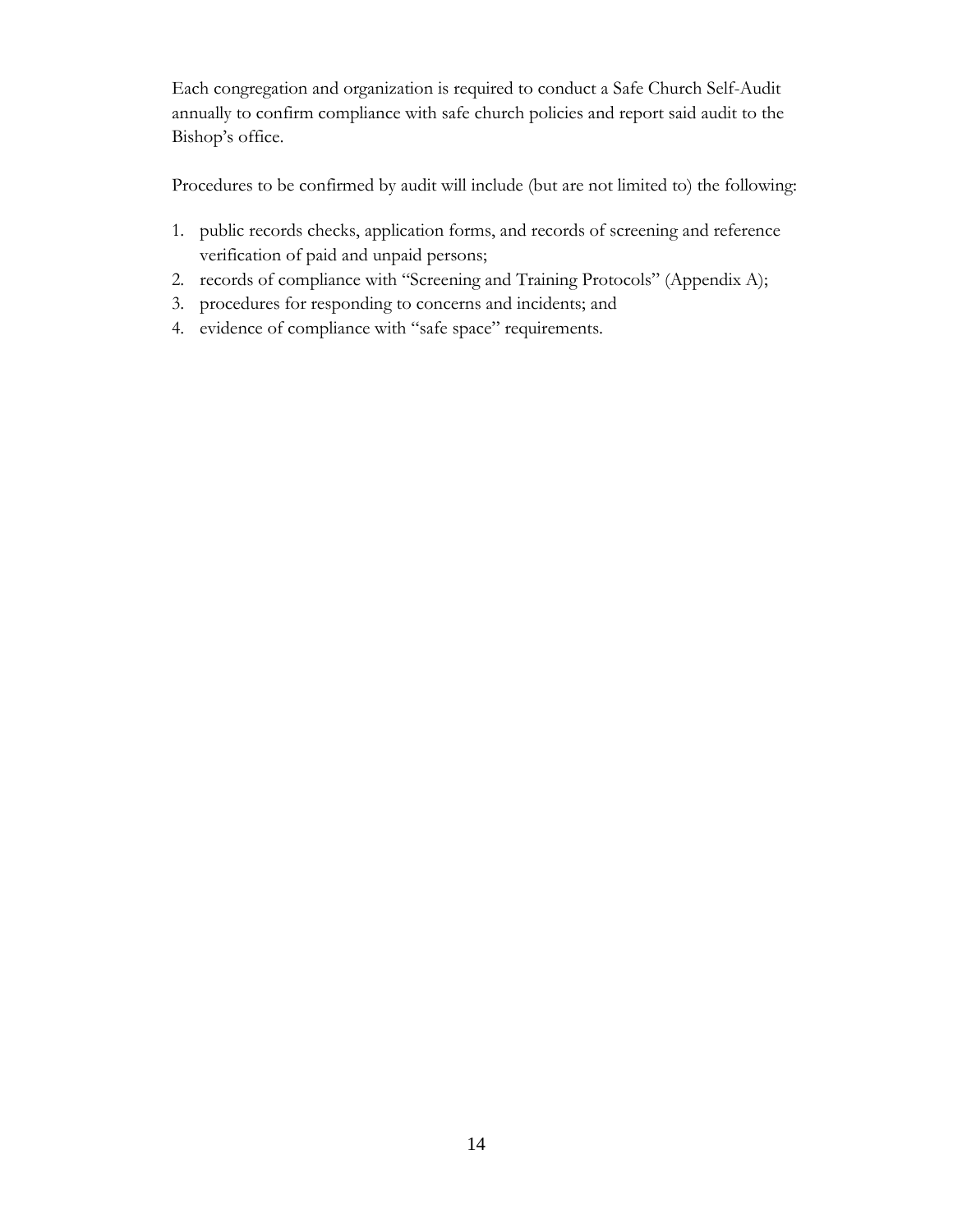Each congregation and organization is required to conduct a Safe Church Self-Audit annually to confirm compliance with safe church policies and report said audit to the Bishop's office.

Procedures to be confirmed by audit will include (but are not limited to) the following:

1. public records checks, application forms, and records of screening and reference verification of paid and unpaid persons;
2. records of compliance with "Screening and Training Protocols" (Appendix A);
3. procedures for responding to concerns and incidents; and
4. evidence of compliance with "safe space" requirements.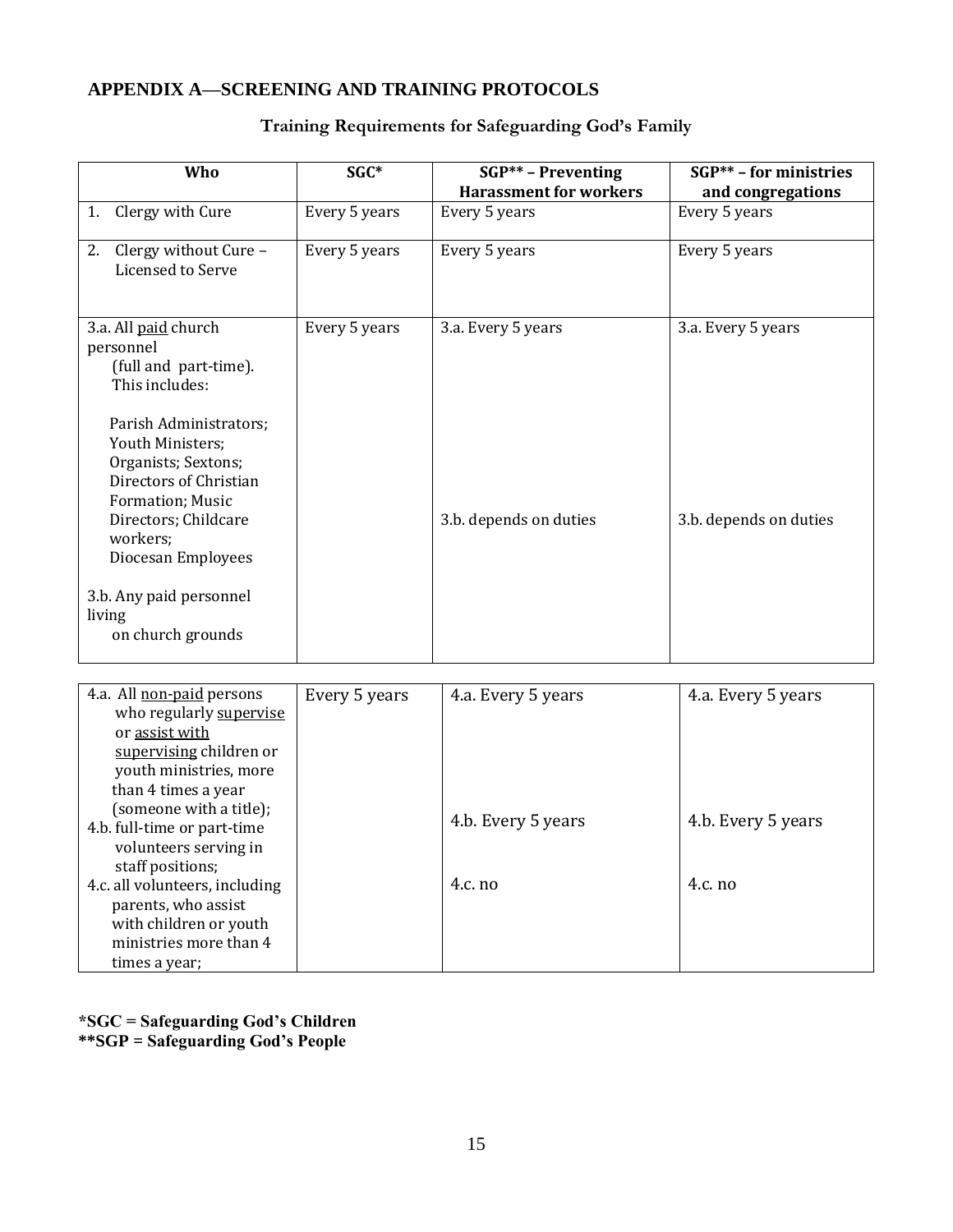## APPENDIX A—SCREENING AND TRAINING PROTOCOLS

### Training Requirements for Safeguarding God's Family

| Who | SGC* | SGP** – Preventing Harassment for workers | SGP** – for ministries and congregations |
|---|---|---|---|
| 1. Clergy with Cure | Every 5 years | Every 5 years | Every 5 years |
| 2. Clergy without Cure – Licensed to Serve | Every 5 years | Every 5 years | Every 5 years |
| 3.a. All <u>paid</u> church personnel (full and part-time). This includes: Parish Administrators; Youth Ministers; Organists; Sextons; Directors of Christian Formation; Music Directors; Childcare workers; Diocesan Employees<br><br>3.b. Any paid personnel living on church grounds | Every 5 years | 3.a. Every 5 years<br><br>3.b. depends on duties | 3.a. Every 5 years<br><br>3.b. depends on duties |
| 4.a. All <u>non-paid</u> persons who regularly <u>supervise</u> or <u>assist with supervising</u> children or youth ministries, more than 4 times a year (someone with a title);<br>4.b. full-time or part-time volunteers serving in staff positions;<br>4.c. all volunteers, including parents, who assist with children or youth ministries more than 4 times a year; | Every 5 years | 4.a. Every 5 years<br><br>4.b. Every 5 years<br><br>4.c. no | 4.a. Every 5 years<br><br>4.b. Every 5 years<br><br>4.c. no |

**\*SGC = Safeguarding God's Children**
**\*\*SGP = Safeguarding God's People**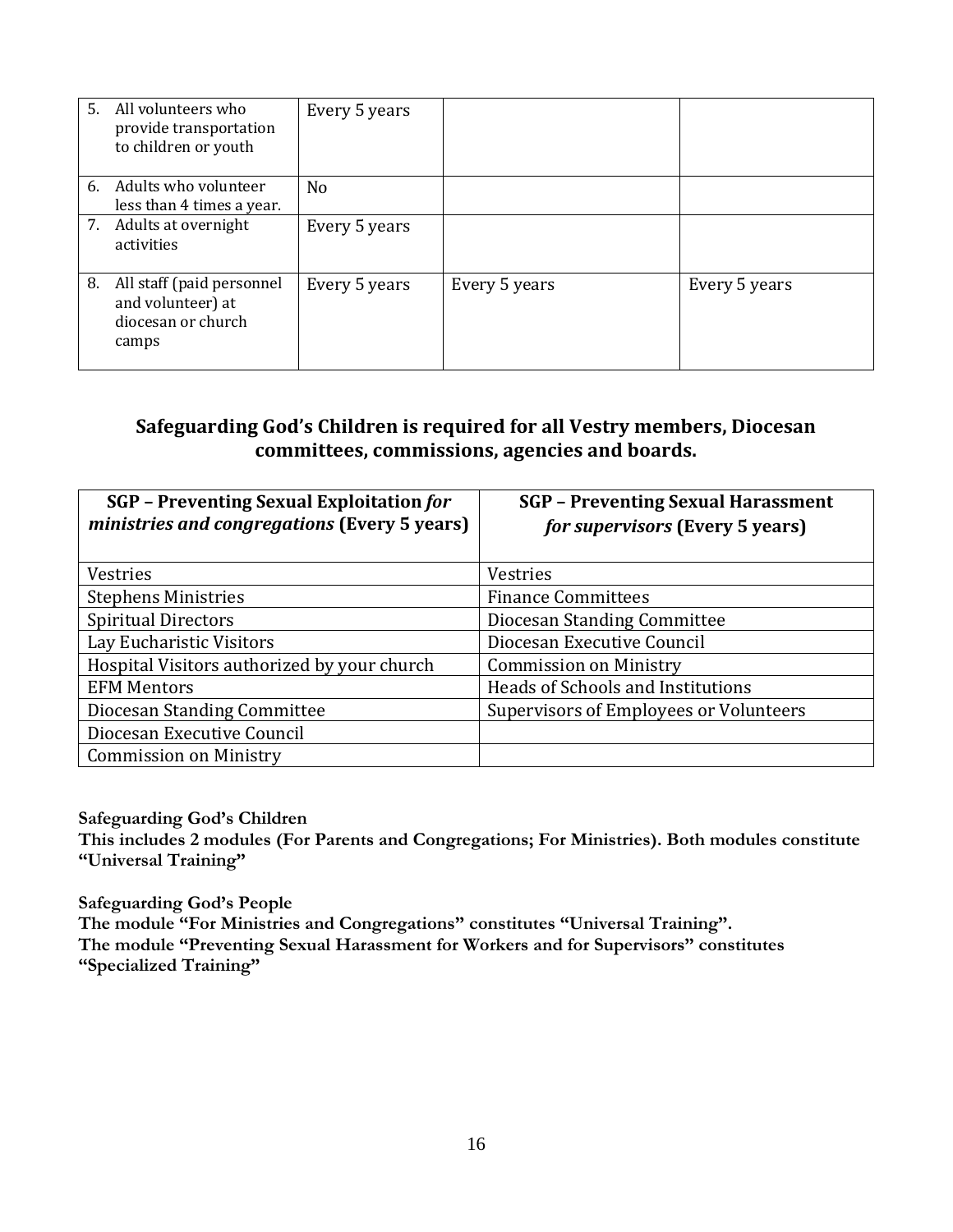| | | | |
|---|---|---|---|
| 5. All volunteers who provide transportation to children or youth | Every 5 years | | |
| 6. Adults who volunteer less than 4 times a year. | No | | |
| 7. Adults at overnight activities | Every 5 years | | |
| 8. All staff (paid personnel and volunteer) at diocesan or church camps | Every 5 years | Every 5 years | Every 5 years |

### Safeguarding God's Children is required for all Vestry members, Diocesan committees, commissions, agencies and boards.

| SGP – Preventing Sexual Exploitation *for ministries and congregations* (Every 5 years) | SGP – Preventing Sexual Harassment *for supervisors* (Every 5 years) |
|---|---|
| Vestries | Vestries |
| Stephens Ministries | Finance Committees |
| Spiritual Directors | Diocesan Standing Committee |
| Lay Eucharistic Visitors | Diocesan Executive Council |
| Hospital Visitors authorized by your church | Commission on Ministry |
| EFM Mentors | Heads of Schools and Institutions |
| Diocesan Standing Committee | Supervisors of Employees or Volunteers |
| Diocesan Executive Council | |
| Commission on Ministry | |

**Safeguarding God's Children**
**This includes 2 modules (For Parents and Congregations; For Ministries). Both modules constitute "Universal Training"**

**Safeguarding God's People**
**The module "For Ministries and Congregations" constitutes "Universal Training".**
**The module "Preventing Sexual Harassment for Workers and for Supervisors" constitutes "Specialized Training"**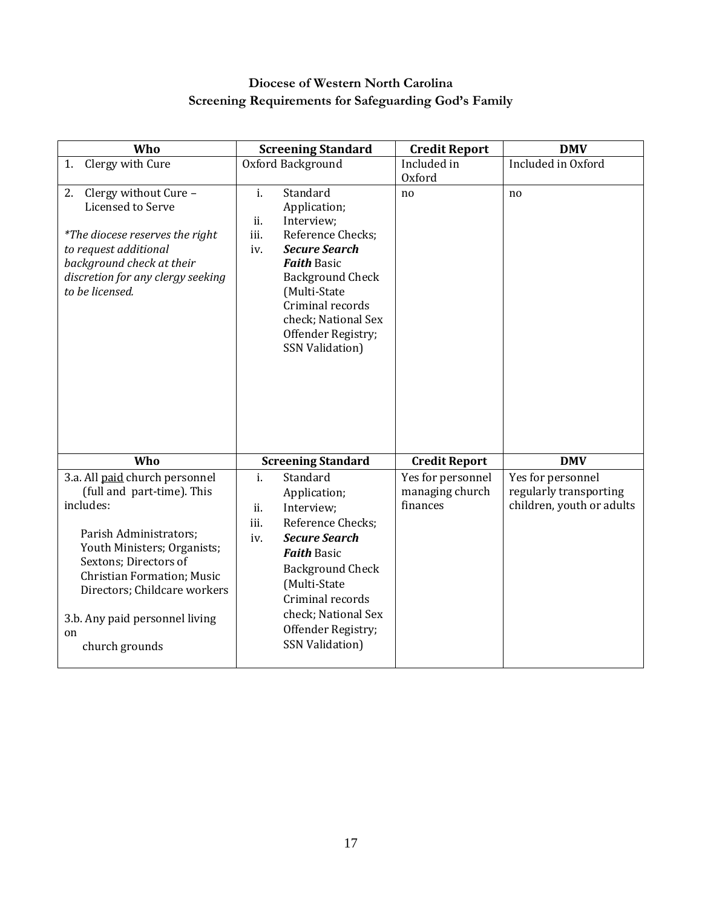## Diocese of Western North Carolina
## Screening Requirements for Safeguarding God's Family

| Who | Screening Standard | Credit Report | DMV |
|---|---|---|---|
| 1. Clergy with Cure | Oxford Background | Included in Oxford | Included in Oxford |
| 2. Clergy without Cure – Licensed to Serve<br><br>*\*The diocese reserves the right to request additional background check at their discretion for any clergy seeking to be licensed.* | i. Standard Application;<br>ii. Interview;<br>iii. Reference Checks;<br>iv. ***Secure Search Faith*** Basic Background Check (Multi-State Criminal records check; National Sex Offender Registry; SSN Validation) | no | no |
| **Who** | **Screening Standard** | **Credit Report** | **DMV** |
| 3.a. All <u>paid</u> church personnel (full and part-time). This includes:<br><br>Parish Administrators; Youth Ministers; Organists; Sextons; Directors of Christian Formation; Music Directors; Childcare workers<br><br>3.b. Any paid personnel living on church grounds | i. Standard Application;<br>ii. Interview;<br>iii. Reference Checks;<br>iv. ***Secure Search Faith*** Basic Background Check (Multi-State Criminal records check; National Sex Offender Registry; SSN Validation) | Yes for personnel managing church finances | Yes for personnel regularly transporting children, youth or adults |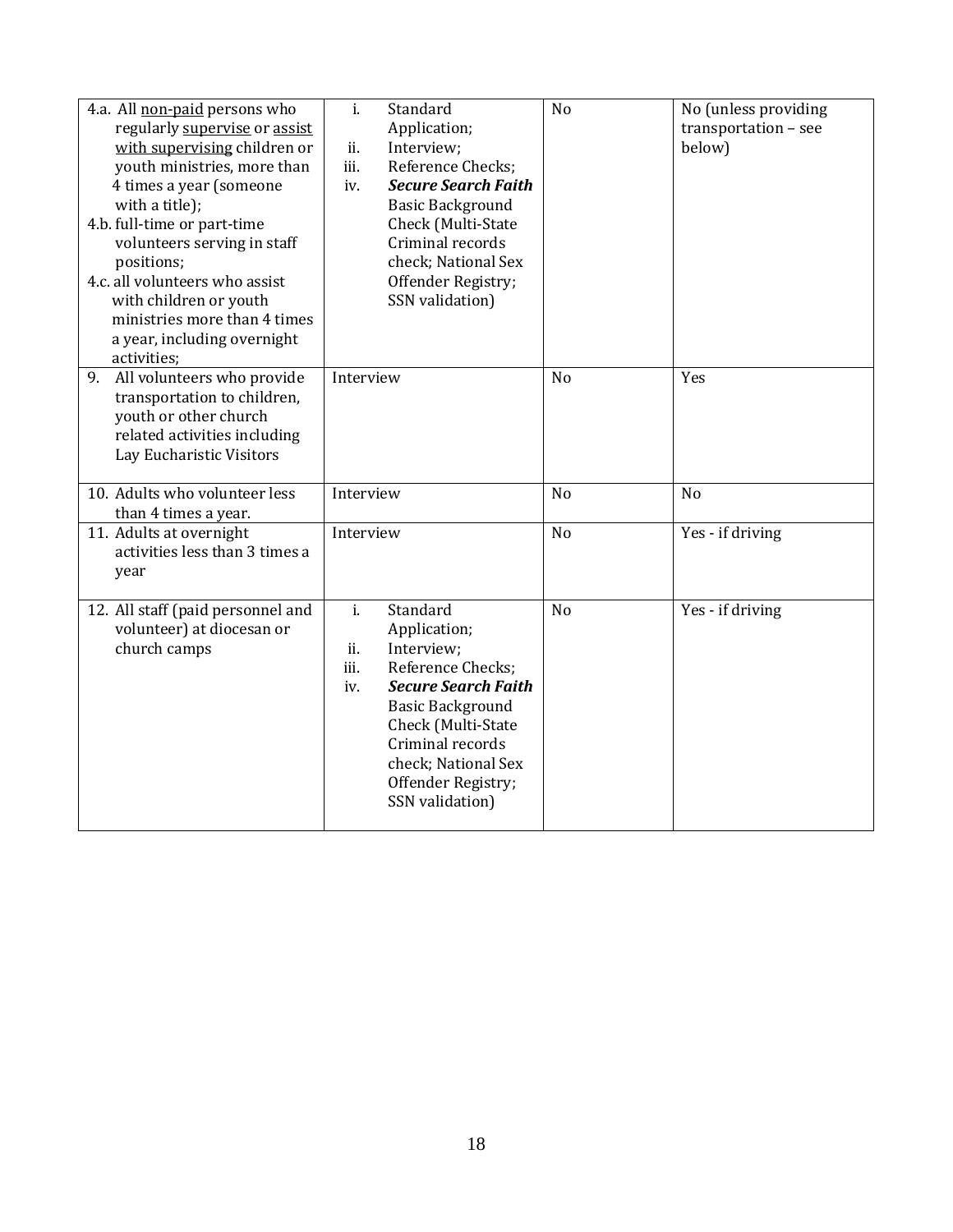| | | | |
|---|---|---|---|
| 4.a. All non-paid persons who regularly supervise or assist with supervising children or youth ministries, more than 4 times a year (someone with a title);<br>4.b. full-time or part-time volunteers serving in staff positions;<br>4.c. all volunteers who assist with children or youth ministries more than 4 times a year, including overnight activities; | i. Standard Application;<br>ii. Interview;<br>iii. Reference Checks;<br>iv. ***Secure Search Faith*** Basic Background Check (Multi-State Criminal records check; National Sex Offender Registry; SSN validation) | No | No (unless providing transportation – see below) |
| 9. All volunteers who provide transportation to children, youth or other church related activities including Lay Eucharistic Visitors | Interview | No | Yes |
| 10. Adults who volunteer less than 4 times a year. | Interview | No | No |
| 11. Adults at overnight activities less than 3 times a year | Interview | No | Yes - if driving |
| 12. All staff (paid personnel and volunteer) at diocesan or church camps | i. Standard Application;<br>ii. Interview;<br>iii. Reference Checks;<br>iv. ***Secure Search Faith*** Basic Background Check (Multi-State Criminal records check; National Sex Offender Registry; SSN validation) | No | Yes - if driving |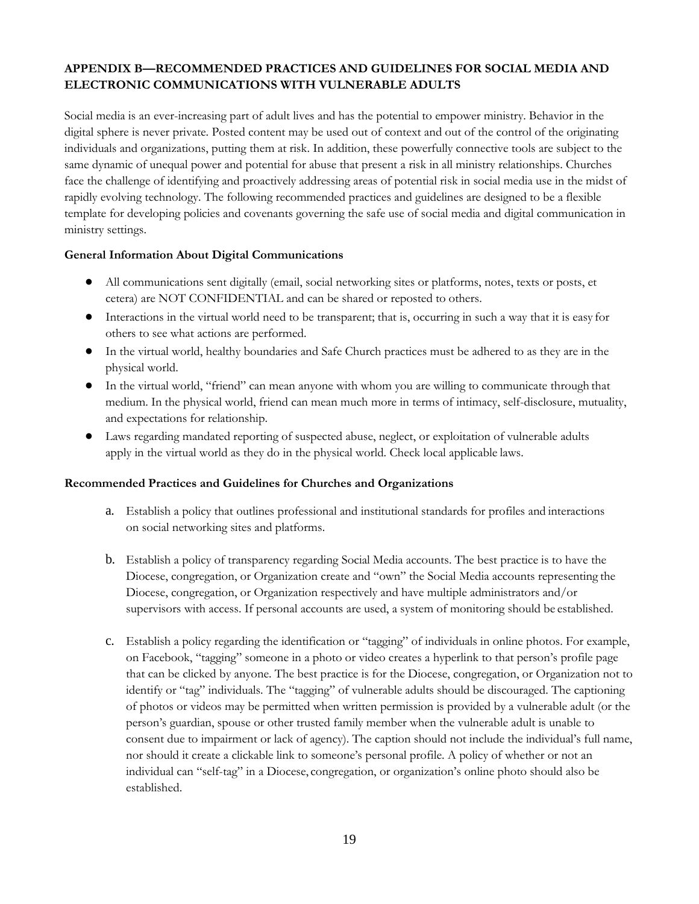**APPENDIX B—RECOMMENDED PRACTICES AND GUIDELINES FOR SOCIAL MEDIA AND ELECTRONIC COMMUNICATIONS WITH VULNERABLE ADULTS**

Social media is an ever-increasing part of adult lives and has the potential to empower ministry. Behavior in the digital sphere is never private. Posted content may be used out of context and out of the control of the originating individuals and organizations, putting them at risk. In addition, these powerfully connective tools are subject to the same dynamic of unequal power and potential for abuse that present a risk in all ministry relationships. Churches face the challenge of identifying and proactively addressing areas of potential risk in social media use in the midst of rapidly evolving technology. The following recommended practices and guidelines are designed to be a flexible template for developing policies and covenants governing the safe use of social media and digital communication in ministry settings.

**General Information About Digital Communications**

- All communications sent digitally (email, social networking sites or platforms, notes, texts or posts, et cetera) are NOT CONFIDENTIAL and can be shared or reposted to others.
- Interactions in the virtual world need to be transparent; that is, occurring in such a way that it is easy for others to see what actions are performed.
- In the virtual world, healthy boundaries and Safe Church practices must be adhered to as they are in the physical world.
- In the virtual world, "friend" can mean anyone with whom you are willing to communicate through that medium. In the physical world, friend can mean much more in terms of intimacy, self-disclosure, mutuality, and expectations for relationship.
- Laws regarding mandated reporting of suspected abuse, neglect, or exploitation of vulnerable adults apply in the virtual world as they do in the physical world. Check local applicable laws.

**Recommended Practices and Guidelines for Churches and Organizations**

a. Establish a policy that outlines professional and institutional standards for profiles and interactions on social networking sites and platforms.

b. Establish a policy of transparency regarding Social Media accounts. The best practice is to have the Diocese, congregation, or Organization create and "own" the Social Media accounts representing the Diocese, congregation, or Organization respectively and have multiple administrators and/or supervisors with access. If personal accounts are used, a system of monitoring should be established.

c. Establish a policy regarding the identification or "tagging" of individuals in online photos. For example, on Facebook, "tagging" someone in a photo or video creates a hyperlink to that person's profile page that can be clicked by anyone. The best practice is for the Diocese, congregation, or Organization not to identify or "tag" individuals. The "tagging" of vulnerable adults should be discouraged. The captioning of photos or videos may be permitted when written permission is provided by a vulnerable adult (or the person's guardian, spouse or other trusted family member when the vulnerable adult is unable to consent due to impairment or lack of agency). The caption should not include the individual's full name, nor should it create a clickable link to someone's personal profile. A policy of whether or not an individual can "self-tag" in a Diocese, congregation, or organization's online photo should also be established.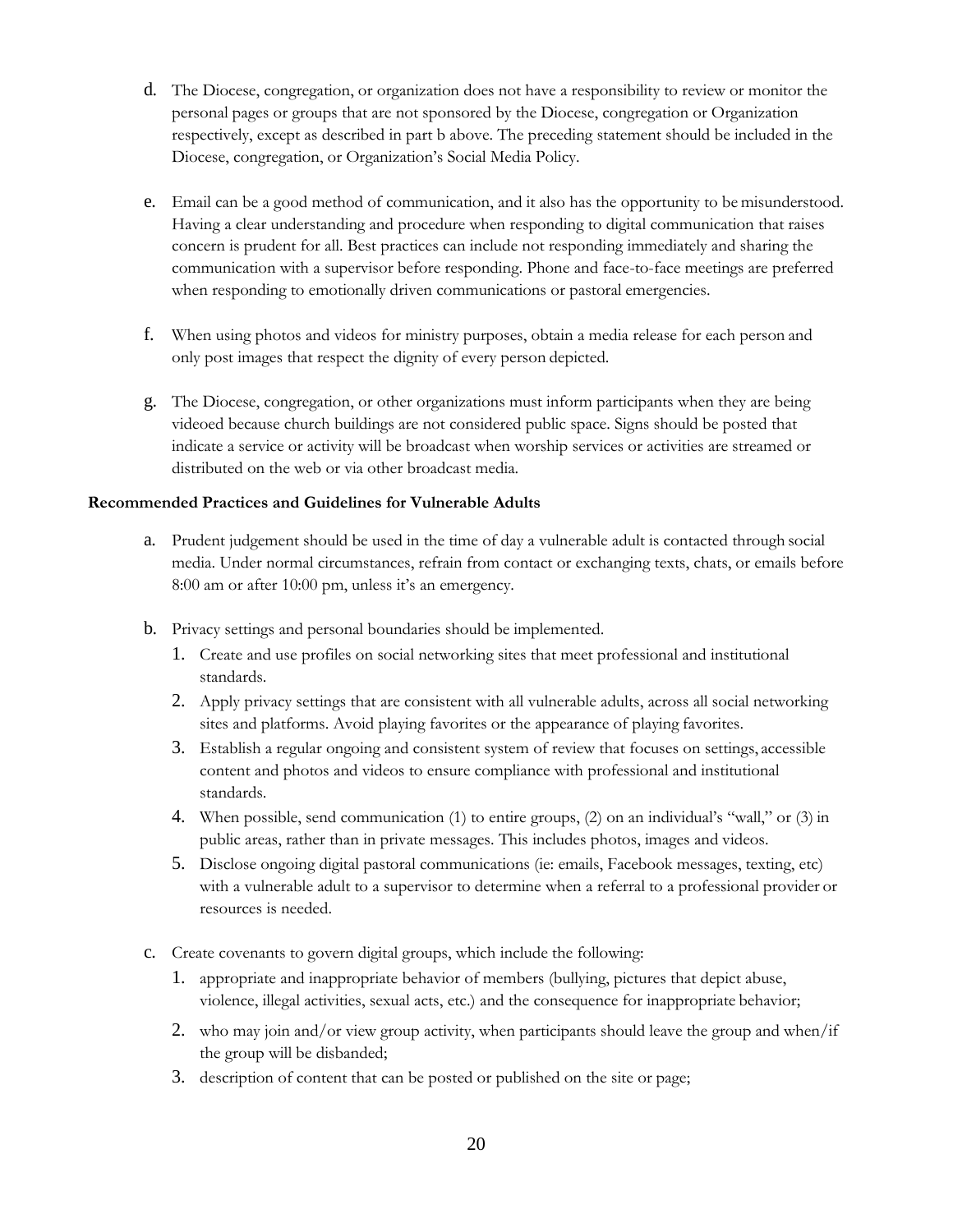d. The Diocese, congregation, or organization does not have a responsibility to review or monitor the personal pages or groups that are not sponsored by the Diocese, congregation or Organization respectively, except as described in part b above. The preceding statement should be included in the Diocese, congregation, or Organization's Social Media Policy.

e. Email can be a good method of communication, and it also has the opportunity to be misunderstood. Having a clear understanding and procedure when responding to digital communication that raises concern is prudent for all. Best practices can include not responding immediately and sharing the communication with a supervisor before responding. Phone and face-to-face meetings are preferred when responding to emotionally driven communications or pastoral emergencies.

f. When using photos and videos for ministry purposes, obtain a media release for each person and only post images that respect the dignity of every person depicted.

g. The Diocese, congregation, or other organizations must inform participants when they are being videoed because church buildings are not considered public space. Signs should be posted that indicate a service or activity will be broadcast when worship services or activities are streamed or distributed on the web or via other broadcast media.

**Recommended Practices and Guidelines for Vulnerable Adults**

a. Prudent judgement should be used in the time of day a vulnerable adult is contacted through social media. Under normal circumstances, refrain from contact or exchanging texts, chats, or emails before 8:00 am or after 10:00 pm, unless it's an emergency.

b. Privacy settings and personal boundaries should be implemented.
   1. Create and use profiles on social networking sites that meet professional and institutional standards.
   2. Apply privacy settings that are consistent with all vulnerable adults, across all social networking sites and platforms. Avoid playing favorites or the appearance of playing favorites.
   3. Establish a regular ongoing and consistent system of review that focuses on settings, accessible content and photos and videos to ensure compliance with professional and institutional standards.
   4. When possible, send communication (1) to entire groups, (2) on an individual's "wall," or (3) in public areas, rather than in private messages. This includes photos, images and videos.
   5. Disclose ongoing digital pastoral communications (ie: emails, Facebook messages, texting, etc) with a vulnerable adult to a supervisor to determine when a referral to a professional provider or resources is needed.

c. Create covenants to govern digital groups, which include the following:
   1. appropriate and inappropriate behavior of members (bullying, pictures that depict abuse, violence, illegal activities, sexual acts, etc.) and the consequence for inappropriate behavior;
   2. who may join and/or view group activity, when participants should leave the group and when/if the group will be disbanded;
   3. description of content that can be posted or published on the site or page;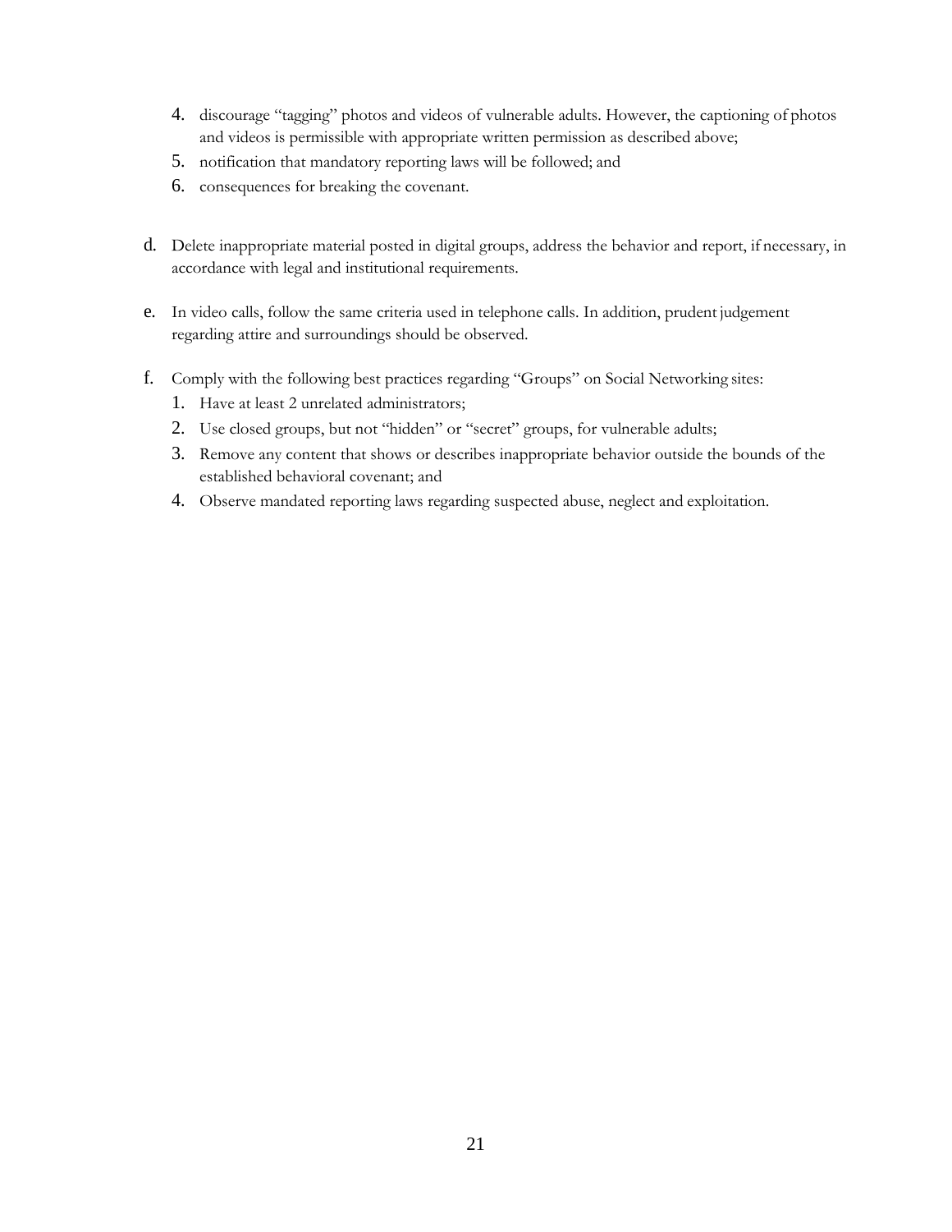4. discourage "tagging" photos and videos of vulnerable adults. However, the captioning of photos and videos is permissible with appropriate written permission as described above;
5. notification that mandatory reporting laws will be followed; and
6. consequences for breaking the covenant.

d. Delete inappropriate material posted in digital groups, address the behavior and report, if necessary, in accordance with legal and institutional requirements.

e. In video calls, follow the same criteria used in telephone calls. In addition, prudent judgement regarding attire and surroundings should be observed.

f. Comply with the following best practices regarding "Groups" on Social Networking sites:
   1. Have at least 2 unrelated administrators;
   2. Use closed groups, but not "hidden" or "secret" groups, for vulnerable adults;
   3. Remove any content that shows or describes inappropriate behavior outside the bounds of the established behavioral covenant; and
   4. Observe mandated reporting laws regarding suspected abuse, neglect and exploitation.